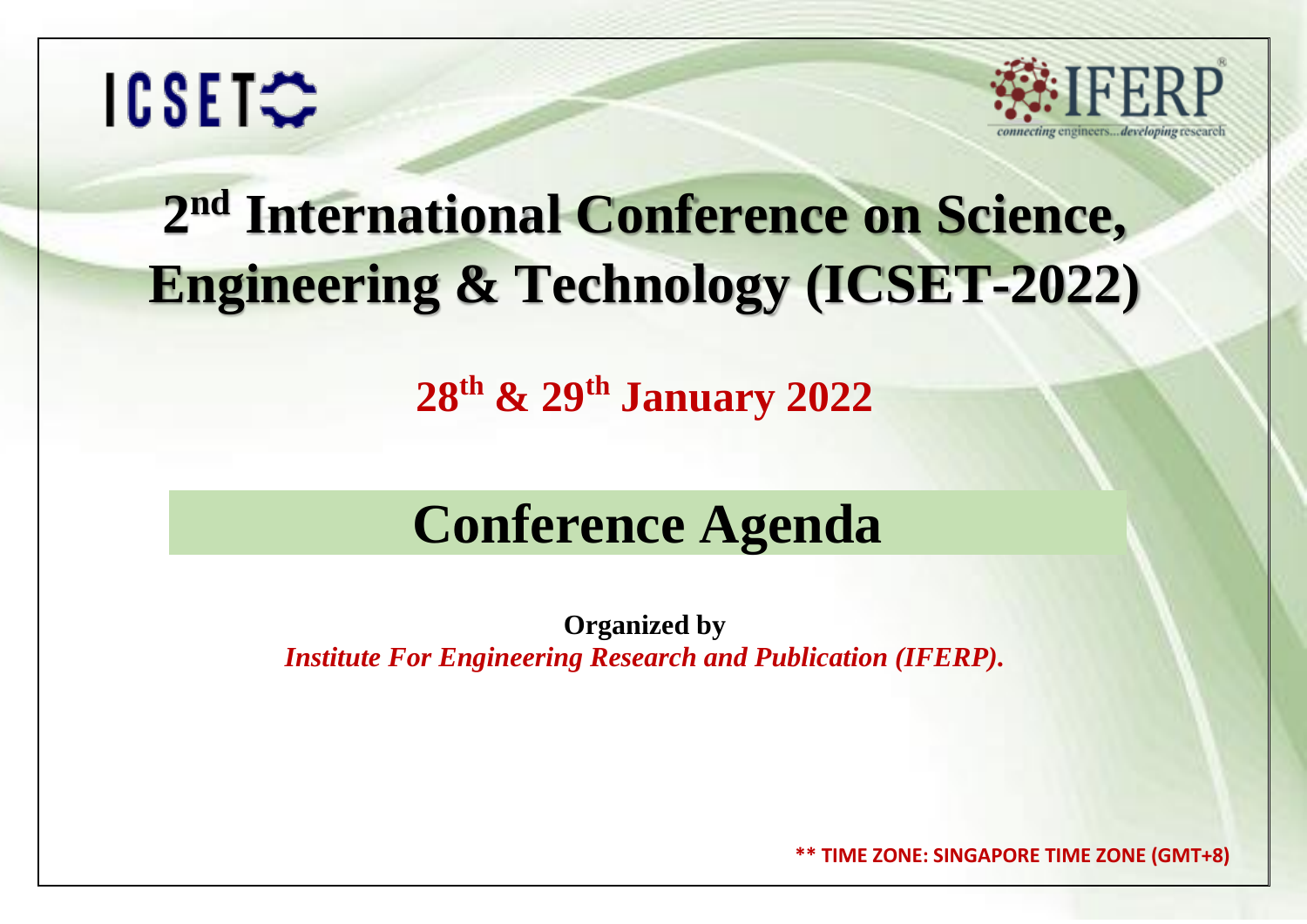ICSET

IFERP
connecting engineers...developing research

# 2nd International Conference on Science, Engineering & Technology (ICSET-2022)

## 28th & 29th January 2022

# Conference Agenda

**Organized by**
***Institute For Engineering Research and Publication (IFERP).***

**\*\* TIME ZONE: SINGAPORE TIME ZONE (GMT+8)**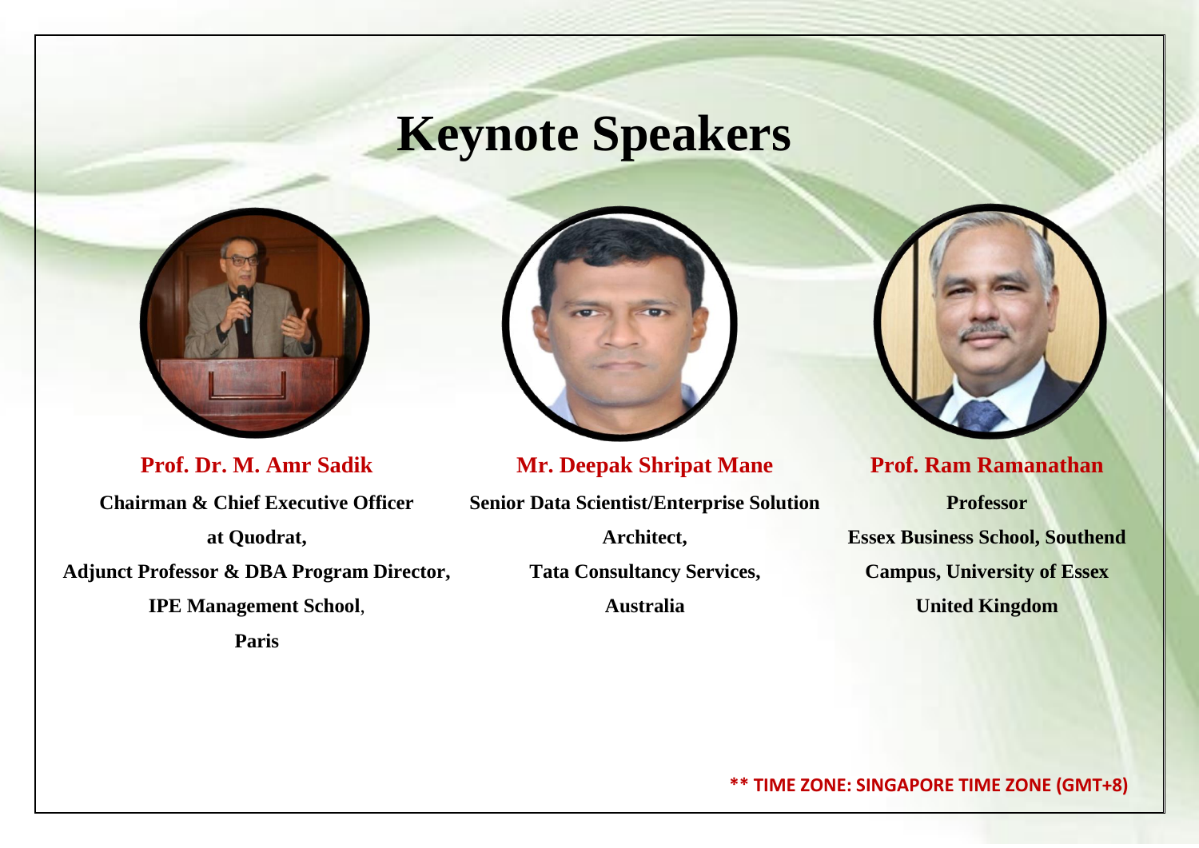# Keynote Speakers

**Prof. Dr. M. Amr Sadik**

**Chairman & Chief Executive Officer**

**at Quodrat,**

**Adjunct Professor & DBA Program Director,**

**IPE Management School**,

**Paris**

**Mr. Deepak Shripat Mane**

**Senior Data Scientist/Enterprise Solution**

**Architect,**

**Tata Consultancy Services,**

**Australia**

**Prof. Ram Ramanathan**

**Professor**

**Essex Business School, Southend**

**Campus, University of Essex**

**United Kingdom**

**** TIME ZONE: SINGAPORE TIME ZONE (GMT+8)**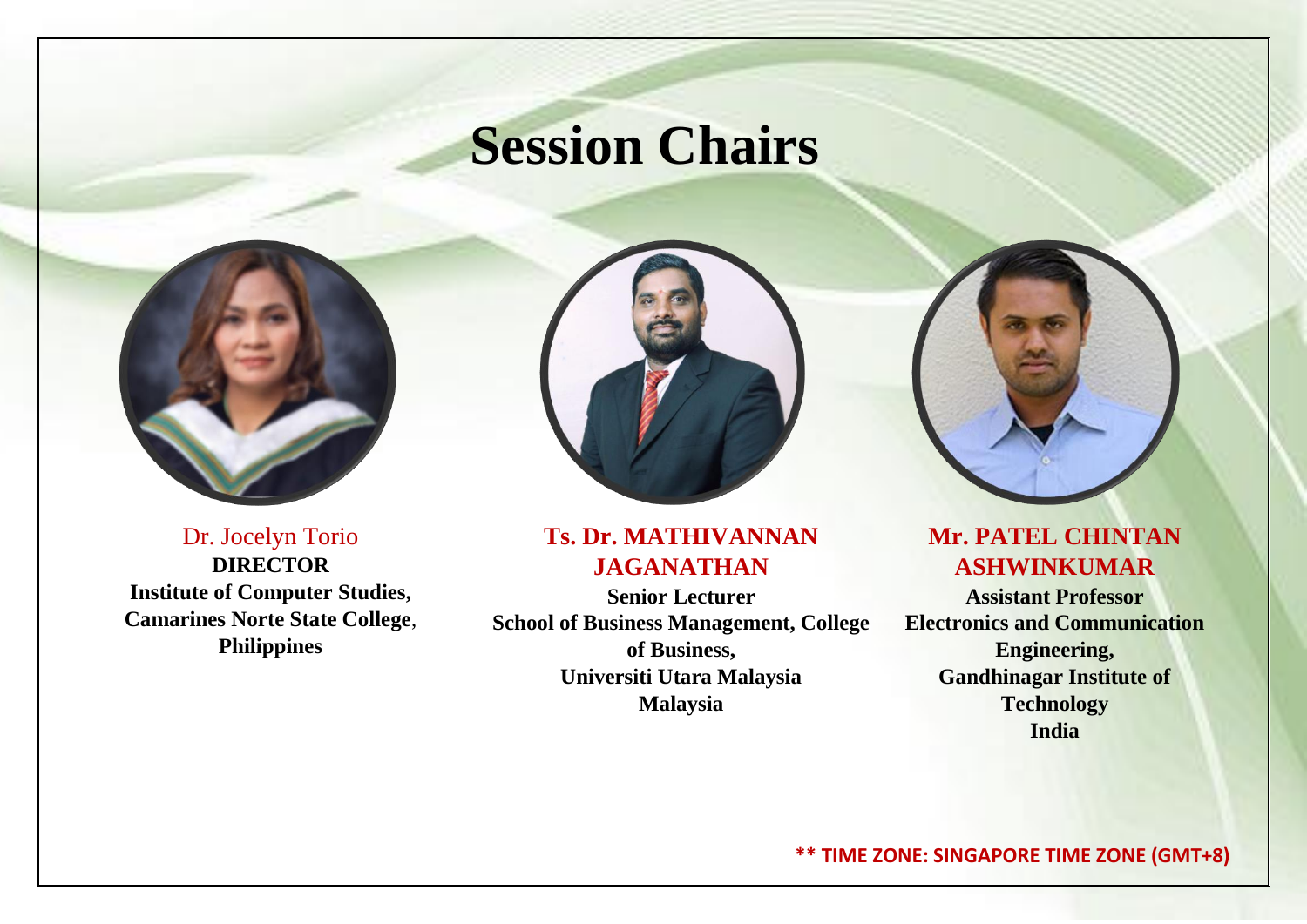# Session Chairs

Dr. Jocelyn Torio
**DIRECTOR**
**Institute of Computer Studies,**
**Camarines Norte State College**,
**Philippines**

**Ts. Dr. MATHIVANNAN JAGANATHAN**
**Senior Lecturer**
**School of Business Management, College of Business,**
**Universiti Utara Malaysia**
**Malaysia**

**Mr. PATEL CHINTAN ASHWINKUMAR**
**Assistant Professor**
**Electronics and Communication Engineering,**
**Gandhinagar Institute of Technology**
**India**

**** TIME ZONE: SINGAPORE TIME ZONE (GMT+8)**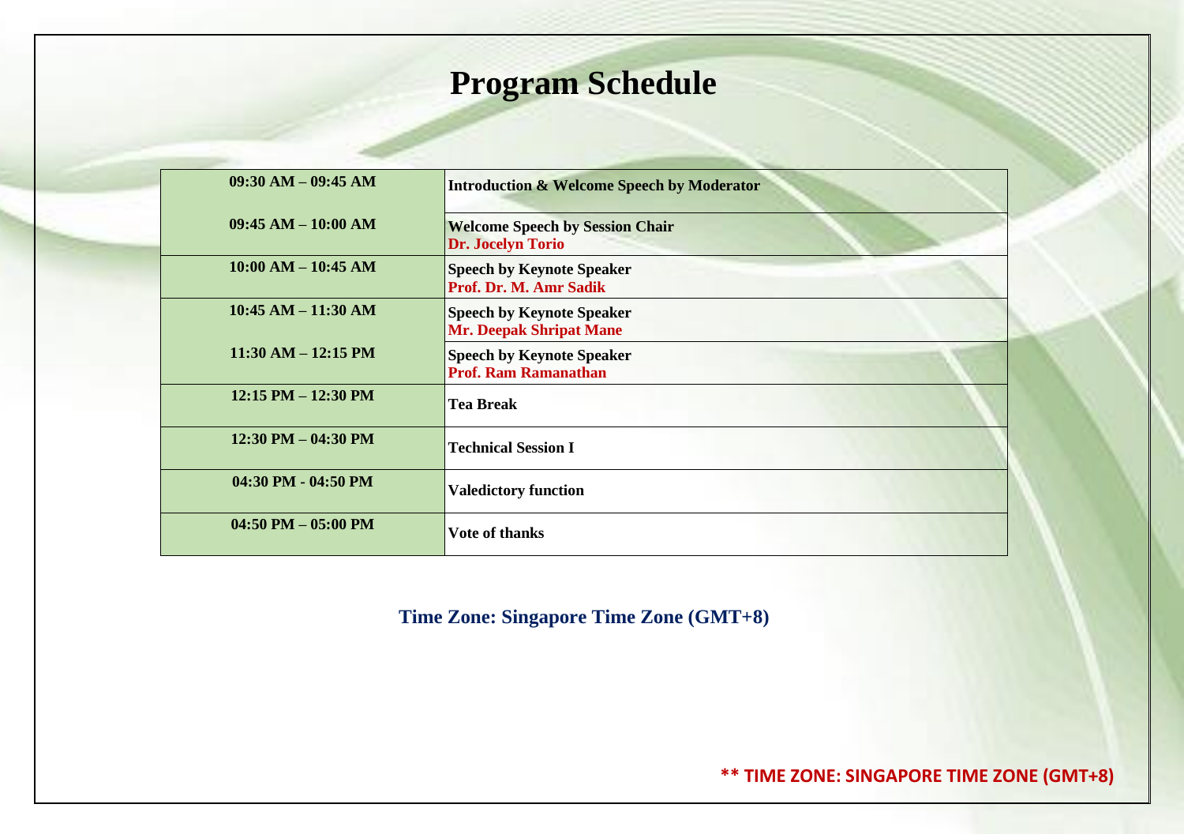# Program Schedule

| | |
|---|---|
| 09:30 AM – 09:45 AM | **Introduction & Welcome Speech by Moderator** |
| 09:45 AM – 10:00 AM | **Welcome Speech by Session Chair**<br>**Dr. Jocelyn Torio** |
| 10:00 AM – 10:45 AM | **Speech by Keynote Speaker**<br>**Prof. Dr. M. Amr Sadik** |
| 10:45 AM – 11:30 AM | **Speech by Keynote Speaker**<br>**Mr. Deepak Shripat Mane** |
| 11:30 AM – 12:15 PM | **Speech by Keynote Speaker**<br>**Prof. Ram Ramanathan** |
| 12:15 PM – 12:30 PM | **Tea Break** |
| 12:30 PM – 04:30 PM | **Technical Session I** |
| 04:30 PM - 04:50 PM | **Valedictory function** |
| 04:50 PM – 05:00 PM | **Vote of thanks** |

**Time Zone: Singapore Time Zone (GMT+8)**

**** TIME ZONE: SINGAPORE TIME ZONE (GMT+8)**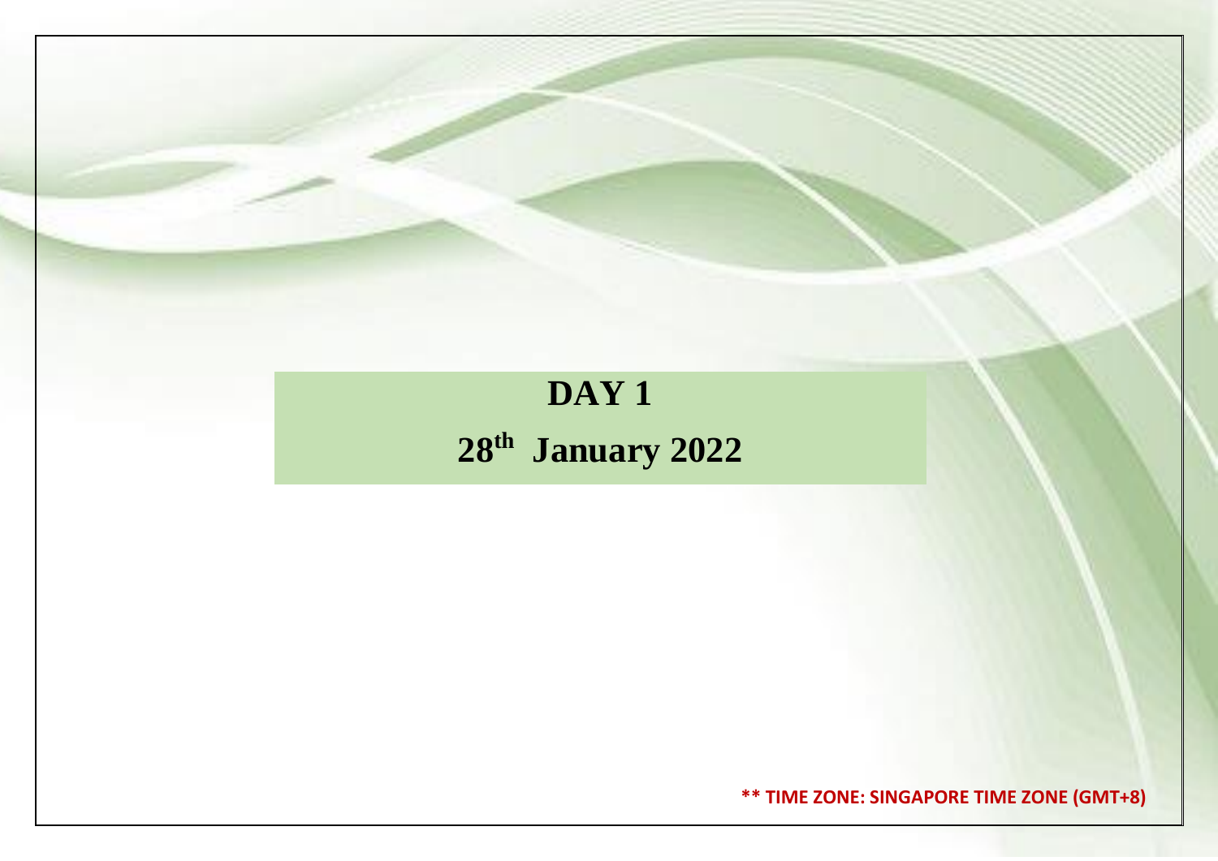# DAY 1

## 28th January 2022

**\*\* TIME ZONE: SINGAPORE TIME ZONE (GMT+8)**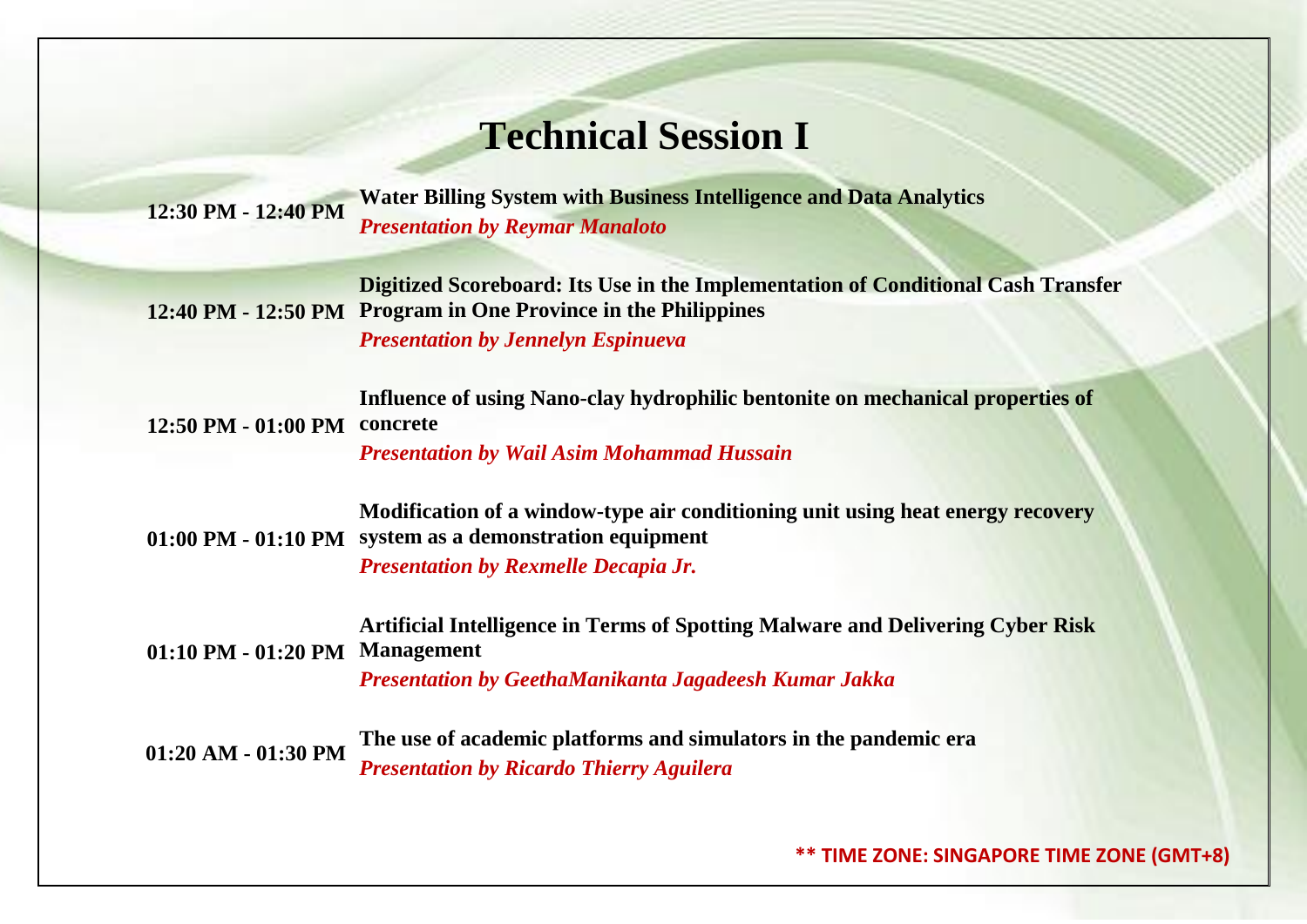# Technical Session I

| | |
|---|---|
| 12:30 PM - 12:40 PM | **Water Billing System with Business Intelligence and Data Analytics**<br>***Presentation by Reymar Manaloto*** |
| 12:40 PM - 12:50 PM | **Digitized Scoreboard: Its Use in the Implementation of Conditional Cash Transfer Program in One Province in the Philippines**<br>***Presentation by Jennelyn Espinueva*** |
| 12:50 PM - 01:00 PM | **Influence of using Nano-clay hydrophilic bentonite on mechanical properties of concrete**<br>***Presentation by Wail Asim Mohammad Hussain*** |
| 01:00 PM - 01:10 PM | **Modification of a window-type air conditioning unit using heat energy recovery system as a demonstration equipment**<br>***Presentation by Rexmelle Decapia Jr.*** |
| 01:10 PM - 01:20 PM | **Artificial Intelligence in Terms of Spotting Malware and Delivering Cyber Risk Management**<br>***Presentation by GeethaManikanta Jagadeesh Kumar Jakka*** |
| 01:20 AM - 01:30 PM | **The use of academic platforms and simulators in the pandemic era**<br>***Presentation by Ricardo Thierry Aguilera*** |

**** TIME ZONE: SINGAPORE TIME ZONE (GMT+8)**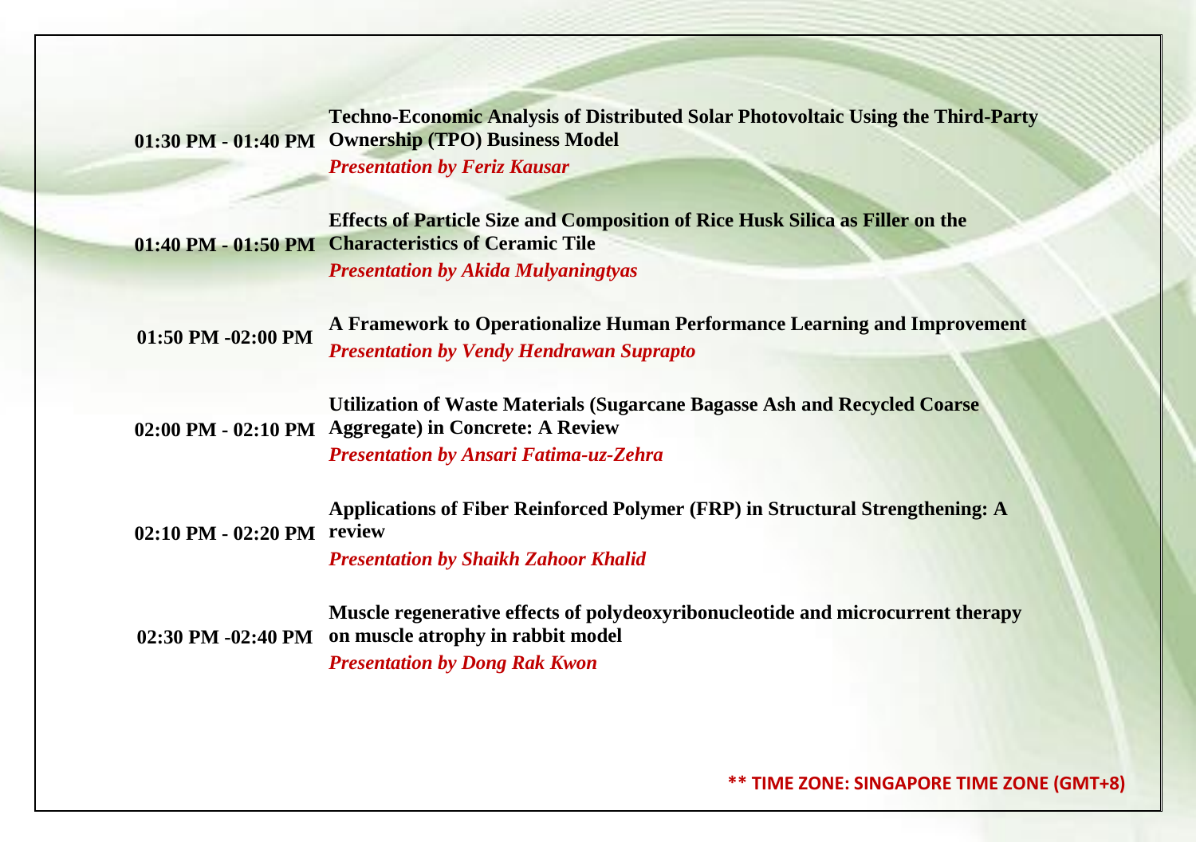| | |
|---|---|
| **01:30 PM - 01:40 PM** | **Techno-Economic Analysis of Distributed Solar Photovoltaic Using the Third-Party Ownership (TPO) Business Model**<br>***Presentation by Feriz Kausar*** |
| **01:40 PM - 01:50 PM** | **Effects of Particle Size and Composition of Rice Husk Silica as Filler on the Characteristics of Ceramic Tile**<br>***Presentation by Akida Mulyaningtyas*** |
| **01:50 PM -02:00 PM** | **A Framework to Operationalize Human Performance Learning and Improvement**<br>***Presentation by Vendy Hendrawan Suprapto*** |
| **02:00 PM - 02:10 PM** | **Utilization of Waste Materials (Sugarcane Bagasse Ash and Recycled Coarse Aggregate) in Concrete: A Review**<br>***Presentation by Ansari Fatima-uz-Zehra*** |
| **02:10 PM - 02:20 PM** | **Applications of Fiber Reinforced Polymer (FRP) in Structural Strengthening: A review**<br>***Presentation by Shaikh Zahoor Khalid*** |
| **02:30 PM -02:40 PM** | **Muscle regenerative effects of polydeoxyribonucleotide and microcurrent therapy on muscle atrophy in rabbit model**<br>***Presentation by Dong Rak Kwon*** |

**** TIME ZONE: SINGAPORE TIME ZONE (GMT+8)**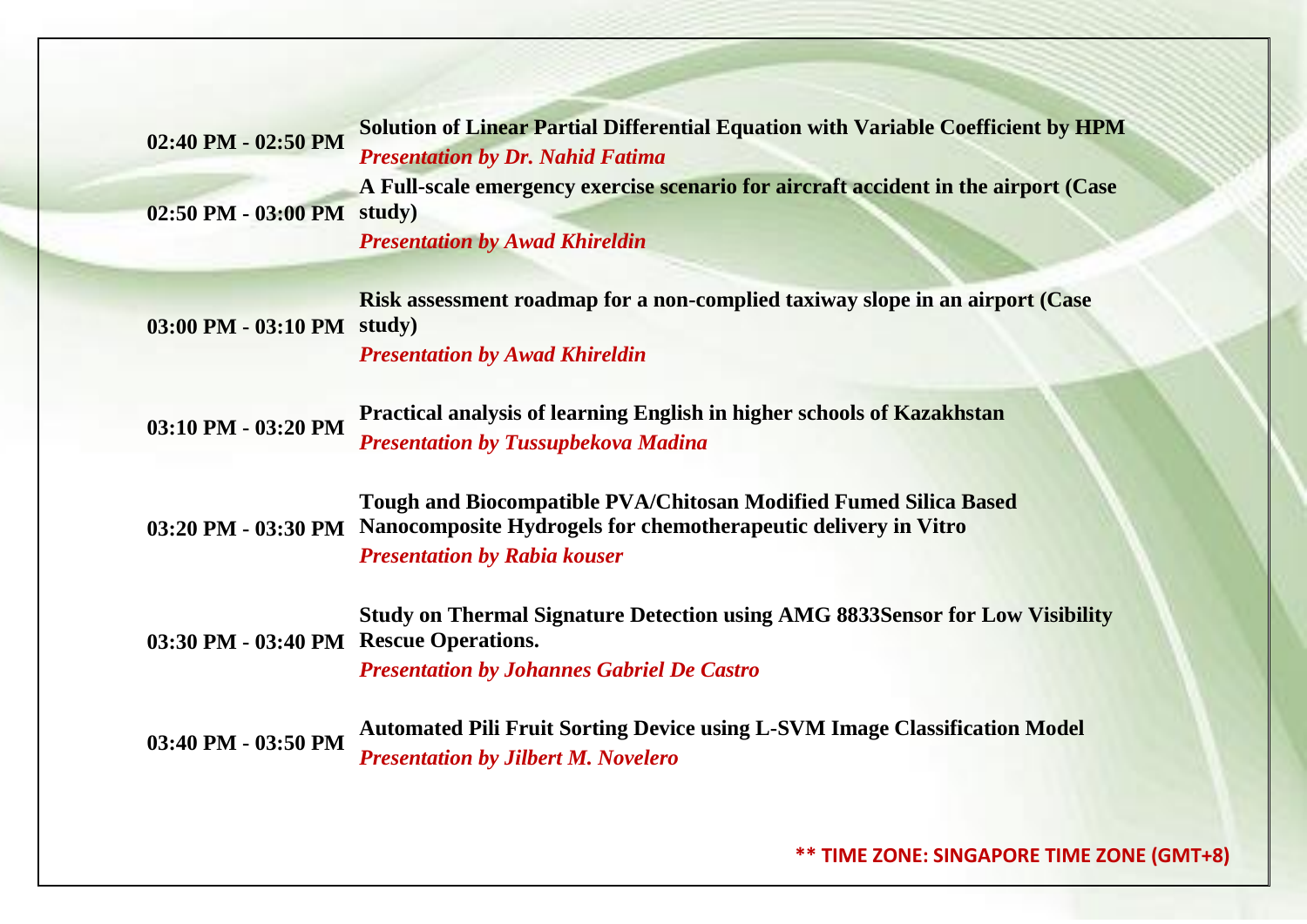| | |
|---|---|
| 02:40 PM - 02:50 PM | **Solution of Linear Partial Differential Equation with Variable Coefficient by HPM** <br> ***Presentation by Dr. Nahid Fatima*** |
| 02:50 PM - 03:00 PM | **A Full-scale emergency exercise scenario for aircraft accident in the airport (Case study)** <br> ***Presentation by Awad Khireldin*** |
| 03:00 PM - 03:10 PM | **Risk assessment roadmap for a non-complied taxiway slope in an airport (Case study)** <br> ***Presentation by Awad Khireldin*** |
| 03:10 PM - 03:20 PM | **Practical analysis of learning English in higher schools of Kazakhstan** <br> ***Presentation by Tussupbekova Madina*** |
| 03:20 PM - 03:30 PM | **Tough and Biocompatible PVA/Chitosan Modified Fumed Silica Based Nanocomposite Hydrogels for chemotherapeutic delivery in Vitro** <br> ***Presentation by Rabia kouser*** |
| 03:30 PM - 03:40 PM | **Study on Thermal Signature Detection using AMG 8833Sensor for Low Visibility Rescue Operations.** <br> ***Presentation by Johannes Gabriel De Castro*** |
| 03:40 PM - 03:50 PM | **Automated Pili Fruit Sorting Device using L-SVM Image Classification Model** <br> ***Presentation by Jilbert M. Novelero*** |

**** TIME ZONE: SINGAPORE TIME ZONE (GMT+8)**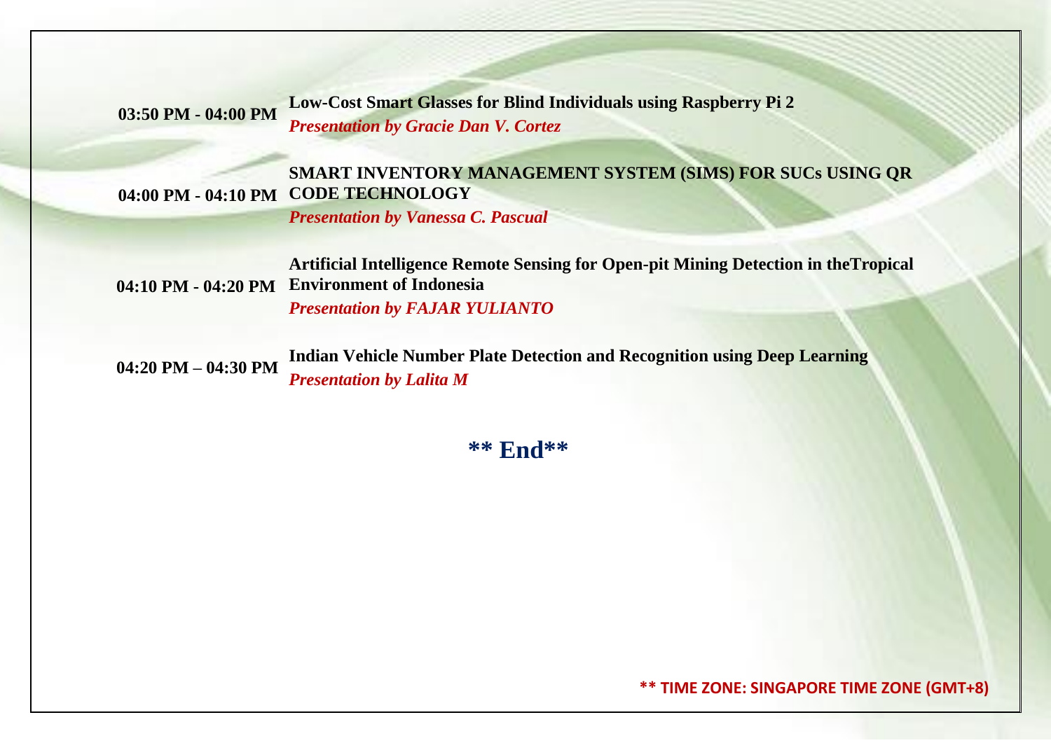| | |
|---|---|
| **03:50 PM - 04:00 PM** | **Low-Cost Smart Glasses for Blind Individuals using Raspberry Pi 2**<br>***Presentation by Gracie Dan V. Cortez*** |
| **04:00 PM - 04:10 PM** | **SMART INVENTORY MANAGEMENT SYSTEM (SIMS) FOR SUCs USING QR CODE TECHNOLOGY**<br>***Presentation by Vanessa C. Pascual*** |
| **04:10 PM - 04:20 PM** | **Artificial Intelligence Remote Sensing for Open-pit Mining Detection in theTropical Environment of Indonesia**<br>***Presentation by FAJAR YULIANTO*** |
| **04:20 PM – 04:30 PM** | **Indian Vehicle Number Plate Detection and Recognition using Deep Learning**<br>***Presentation by Lalita M*** |

**** End****

**** TIME ZONE: SINGAPORE TIME ZONE (GMT+8)**